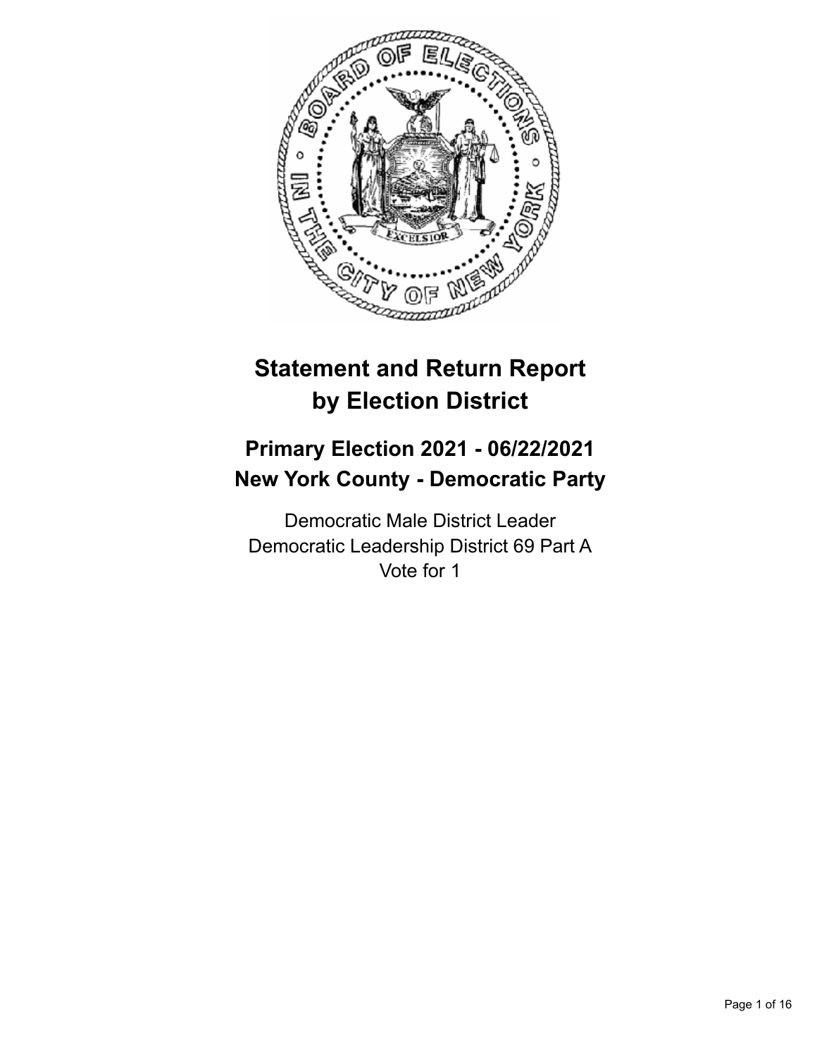# Statement and Return Report by Election District

## Primary Election 2021 - 06/22/2021
## New York County - Democratic Party

Democratic Male District Leader
Democratic Leadership District 69 Part A
Vote for 1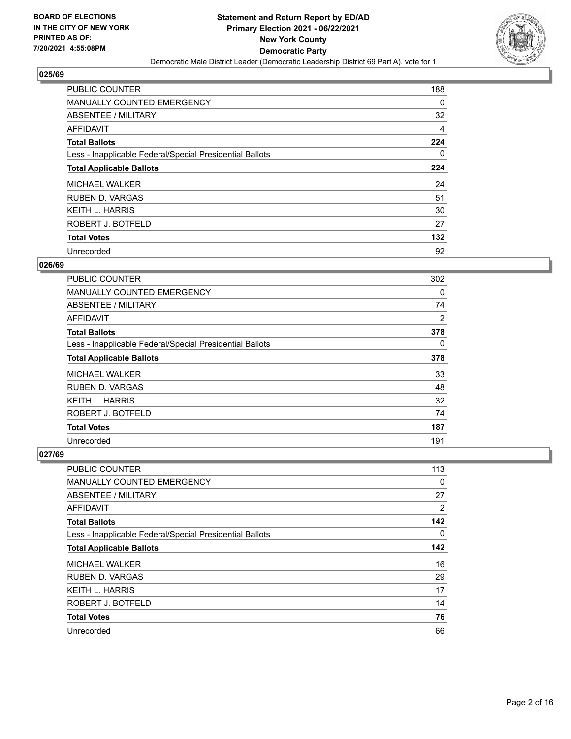## 025/69

| | |
|---|---|
| PUBLIC COUNTER | 188 |
| MANUALLY COUNTED EMERGENCY | 0 |
| ABSENTEE / MILITARY | 32 |
| AFFIDAVIT | 4 |
| **Total Ballots** | **224** |
| Less - Inapplicable Federal/Special Presidential Ballots | 0 |
| **Total Applicable Ballots** | **224** |
| MICHAEL WALKER | 24 |
| RUBEN D. VARGAS | 51 |
| KEITH L. HARRIS | 30 |
| ROBERT J. BOTFELD | 27 |
| **Total Votes** | **132** |
| Unrecorded | 92 |

## 026/69

| | |
|---|---|
| PUBLIC COUNTER | 302 |
| MANUALLY COUNTED EMERGENCY | 0 |
| ABSENTEE / MILITARY | 74 |
| AFFIDAVIT | 2 |
| **Total Ballots** | **378** |
| Less - Inapplicable Federal/Special Presidential Ballots | 0 |
| **Total Applicable Ballots** | **378** |
| MICHAEL WALKER | 33 |
| RUBEN D. VARGAS | 48 |
| KEITH L. HARRIS | 32 |
| ROBERT J. BOTFELD | 74 |
| **Total Votes** | **187** |
| Unrecorded | 191 |

## 027/69

| | |
|---|---|
| PUBLIC COUNTER | 113 |
| MANUALLY COUNTED EMERGENCY | 0 |
| ABSENTEE / MILITARY | 27 |
| AFFIDAVIT | 2 |
| **Total Ballots** | **142** |
| Less - Inapplicable Federal/Special Presidential Ballots | 0 |
| **Total Applicable Ballots** | **142** |
| MICHAEL WALKER | 16 |
| RUBEN D. VARGAS | 29 |
| KEITH L. HARRIS | 17 |
| ROBERT J. BOTFELD | 14 |
| **Total Votes** | **76** |
| Unrecorded | 66 |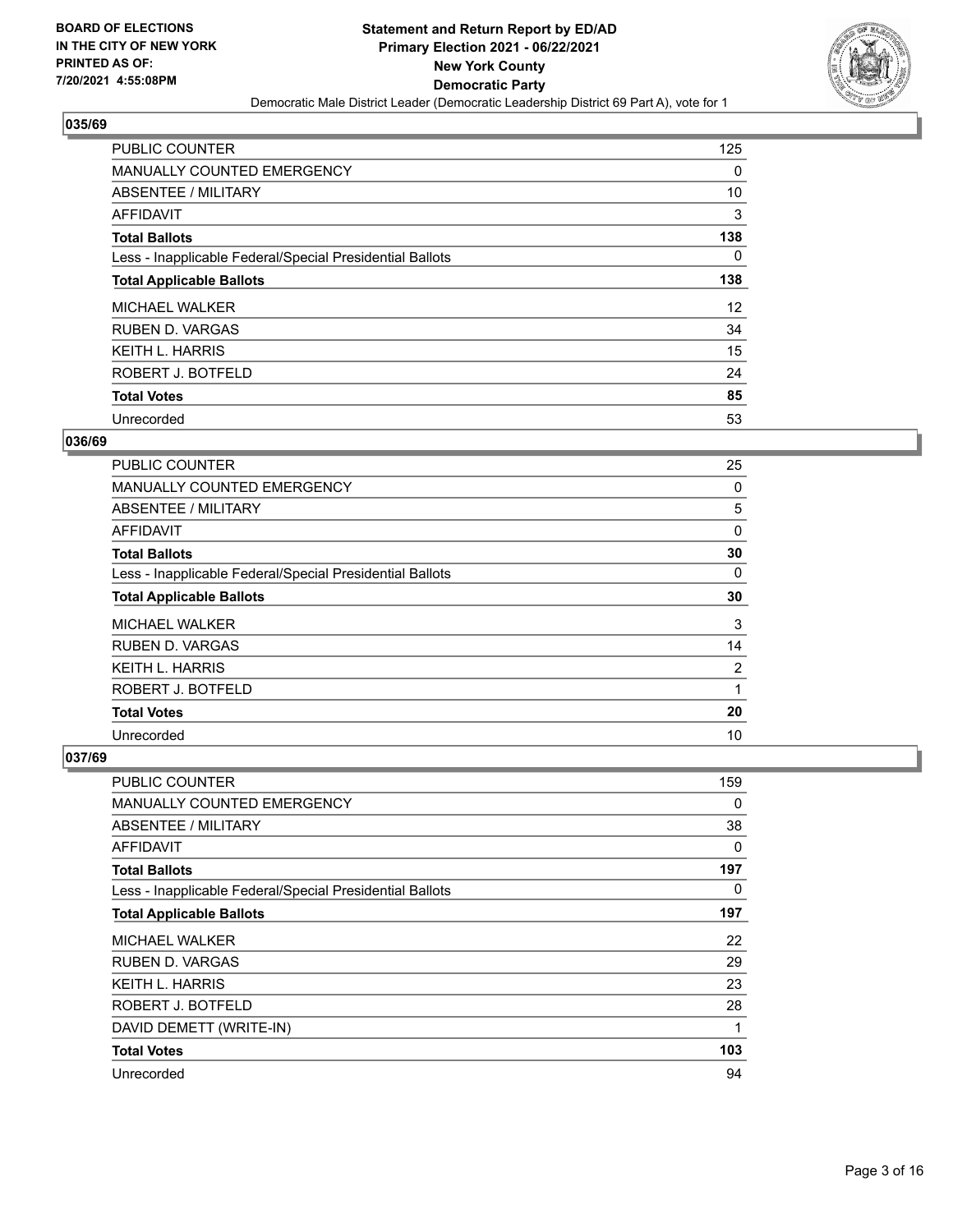**BOARD OF ELECTIONS IN THE CITY OF NEW YORK PRINTED AS OF: 7/20/2021 4:55:08PM**

**Statement and Return Report by ED/AD Primary Election 2021 - 06/22/2021 New York County Democratic Party**

Democratic Male District Leader (Democratic Leadership District 69 Part A), vote for 1

### 035/69

| | |
|---|---|
| PUBLIC COUNTER | 125 |
| MANUALLY COUNTED EMERGENCY | 0 |
| ABSENTEE / MILITARY | 10 |
| AFFIDAVIT | 3 |
| **Total Ballots** | **138** |
| Less - Inapplicable Federal/Special Presidential Ballots | 0 |
| **Total Applicable Ballots** | **138** |
| MICHAEL WALKER | 12 |
| RUBEN D. VARGAS | 34 |
| KEITH L. HARRIS | 15 |
| ROBERT J. BOTFELD | 24 |
| **Total Votes** | **85** |
| Unrecorded | 53 |

### 036/69

| | |
|---|---|
| PUBLIC COUNTER | 25 |
| MANUALLY COUNTED EMERGENCY | 0 |
| ABSENTEE / MILITARY | 5 |
| AFFIDAVIT | 0 |
| **Total Ballots** | **30** |
| Less - Inapplicable Federal/Special Presidential Ballots | 0 |
| **Total Applicable Ballots** | **30** |
| MICHAEL WALKER | 3 |
| RUBEN D. VARGAS | 14 |
| KEITH L. HARRIS | 2 |
| ROBERT J. BOTFELD | 1 |
| **Total Votes** | **20** |
| Unrecorded | 10 |

### 037/69

| | |
|---|---|
| PUBLIC COUNTER | 159 |
| MANUALLY COUNTED EMERGENCY | 0 |
| ABSENTEE / MILITARY | 38 |
| AFFIDAVIT | 0 |
| **Total Ballots** | **197** |
| Less - Inapplicable Federal/Special Presidential Ballots | 0 |
| **Total Applicable Ballots** | **197** |
| MICHAEL WALKER | 22 |
| RUBEN D. VARGAS | 29 |
| KEITH L. HARRIS | 23 |
| ROBERT J. BOTFELD | 28 |
| DAVID DEMETT (WRITE-IN) | 1 |
| **Total Votes** | **103** |
| Unrecorded | 94 |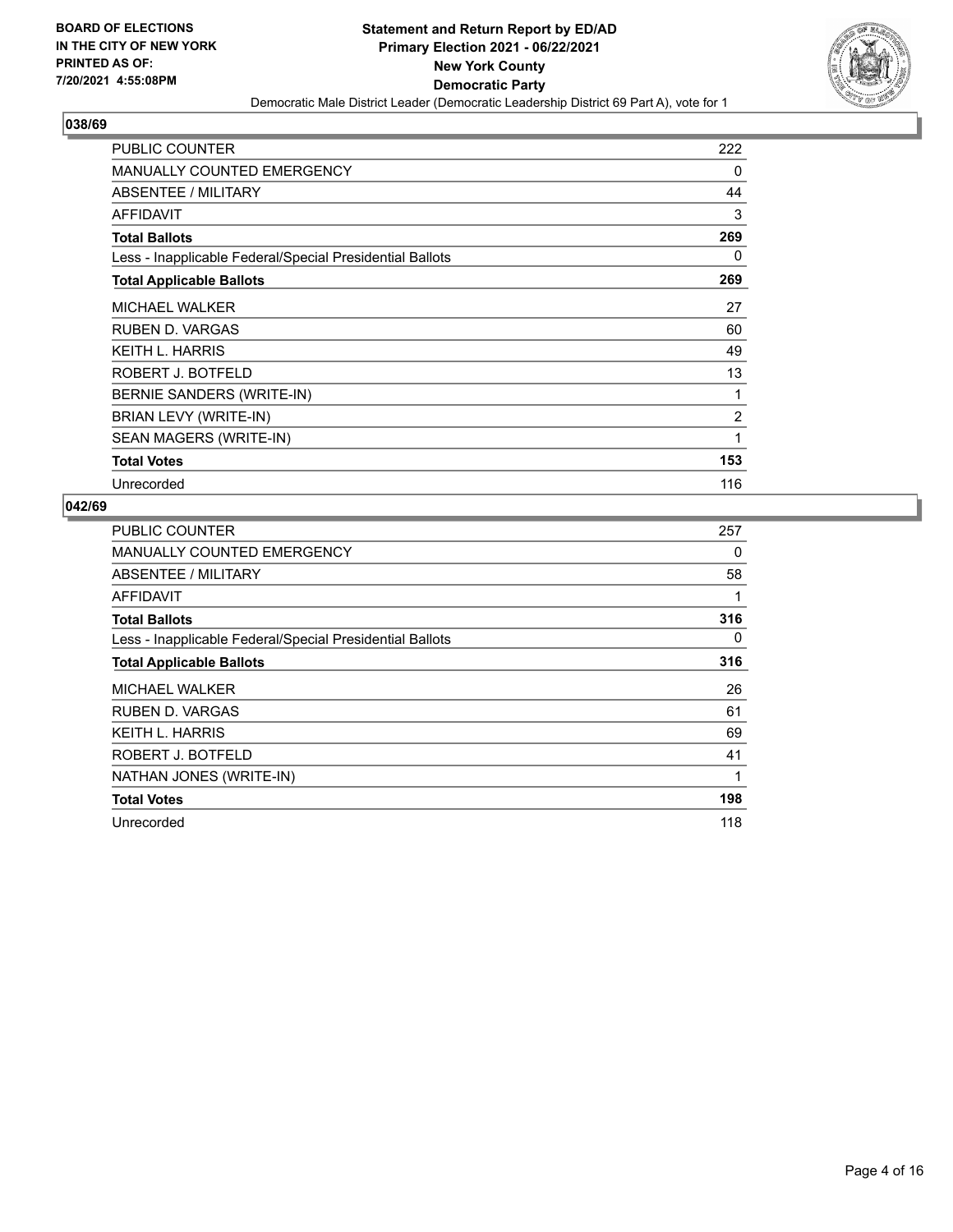BOARD OF ELECTIONS
IN THE CITY OF NEW YORK
PRINTED AS OF:
7/20/2021 4:55:08PM

**Statement and Return Report by ED/AD**
**Primary Election 2021 - 06/22/2021**
**New York County**
**Democratic Party**
Democratic Male District Leader (Democratic Leadership District 69 Part A), vote for 1

## 038/69

| | |
|---|---|
| PUBLIC COUNTER | 222 |
| MANUALLY COUNTED EMERGENCY | 0 |
| ABSENTEE / MILITARY | 44 |
| AFFIDAVIT | 3 |
| **Total Ballots** | **269** |
| Less - Inapplicable Federal/Special Presidential Ballots | 0 |
| **Total Applicable Ballots** | **269** |
| MICHAEL WALKER | 27 |
| RUBEN D. VARGAS | 60 |
| KEITH L. HARRIS | 49 |
| ROBERT J. BOTFELD | 13 |
| BERNIE SANDERS (WRITE-IN) | 1 |
| BRIAN LEVY (WRITE-IN) | 2 |
| SEAN MAGERS (WRITE-IN) | 1 |
| **Total Votes** | **153** |
| Unrecorded | 116 |

## 042/69

| | |
|---|---|
| PUBLIC COUNTER | 257 |
| MANUALLY COUNTED EMERGENCY | 0 |
| ABSENTEE / MILITARY | 58 |
| AFFIDAVIT | 1 |
| **Total Ballots** | **316** |
| Less - Inapplicable Federal/Special Presidential Ballots | 0 |
| **Total Applicable Ballots** | **316** |
| MICHAEL WALKER | 26 |
| RUBEN D. VARGAS | 61 |
| KEITH L. HARRIS | 69 |
| ROBERT J. BOTFELD | 41 |
| NATHAN JONES (WRITE-IN) | 1 |
| **Total Votes** | **198** |
| Unrecorded | 118 |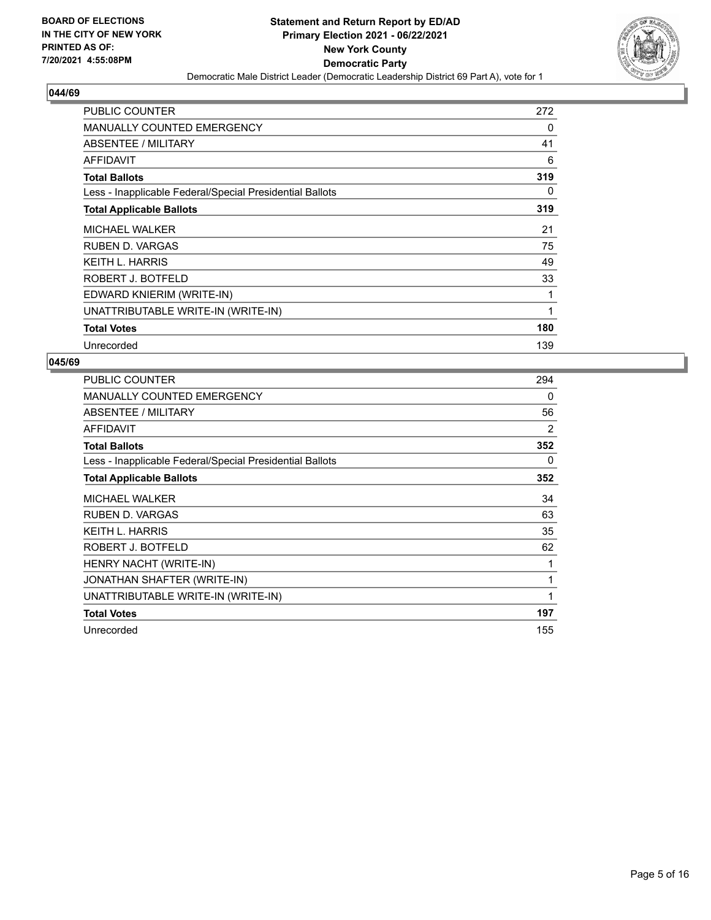**BOARD OF ELECTIONS IN THE CITY OF NEW YORK PRINTED AS OF: 7/20/2021 4:55:08PM**

**Statement and Return Report by ED/AD Primary Election 2021 - 06/22/2021 New York County Democratic Party**

Democratic Male District Leader (Democratic Leadership District 69 Part A), vote for 1

## 044/69

| | |
|---|---|
| PUBLIC COUNTER | 272 |
| MANUALLY COUNTED EMERGENCY | 0 |
| ABSENTEE / MILITARY | 41 |
| AFFIDAVIT | 6 |
| **Total Ballots** | **319** |
| Less - Inapplicable Federal/Special Presidential Ballots | 0 |
| **Total Applicable Ballots** | **319** |
| MICHAEL WALKER | 21 |
| RUBEN D. VARGAS | 75 |
| KEITH L. HARRIS | 49 |
| ROBERT J. BOTFELD | 33 |
| EDWARD KNIERIM (WRITE-IN) | 1 |
| UNATTRIBUTABLE WRITE-IN (WRITE-IN) | 1 |
| **Total Votes** | **180** |
| Unrecorded | 139 |

## 045/69

| | |
|---|---|
| PUBLIC COUNTER | 294 |
| MANUALLY COUNTED EMERGENCY | 0 |
| ABSENTEE / MILITARY | 56 |
| AFFIDAVIT | 2 |
| **Total Ballots** | **352** |
| Less - Inapplicable Federal/Special Presidential Ballots | 0 |
| **Total Applicable Ballots** | **352** |
| MICHAEL WALKER | 34 |
| RUBEN D. VARGAS | 63 |
| KEITH L. HARRIS | 35 |
| ROBERT J. BOTFELD | 62 |
| HENRY NACHT (WRITE-IN) | 1 |
| JONATHAN SHAFTER (WRITE-IN) | 1 |
| UNATTRIBUTABLE WRITE-IN (WRITE-IN) | 1 |
| **Total Votes** | **197** |
| Unrecorded | 155 |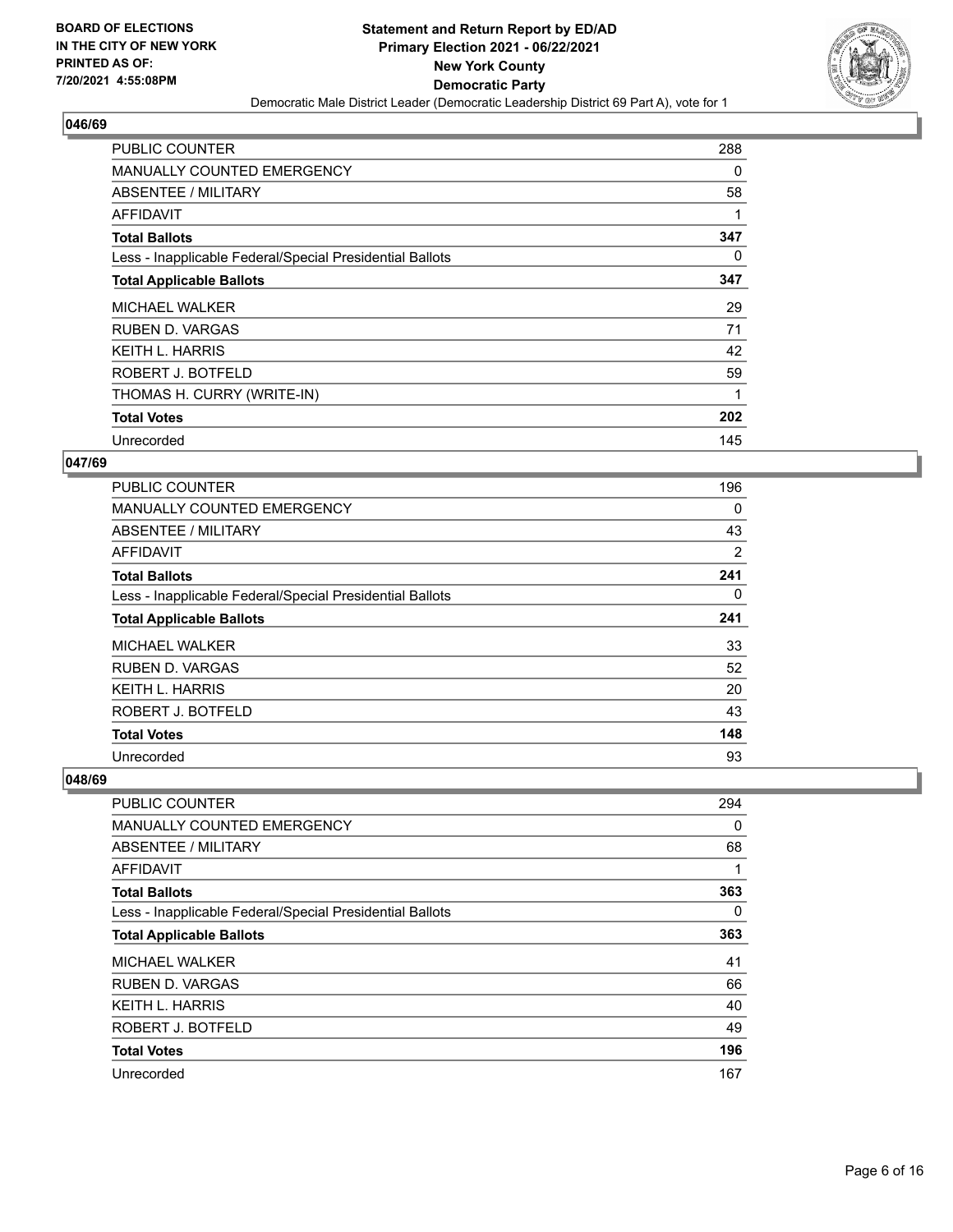BOARD OF ELECTIONS
IN THE CITY OF NEW YORK
PRINTED AS OF:
7/20/2021 4:55:08PM

# Statement and Return Report by ED/AD
## Primary Election 2021 - 06/22/2021
## New York County
## Democratic Party
Democratic Male District Leader (Democratic Leadership District 69 Part A), vote for 1

### 046/69

| | |
|---|---|
| PUBLIC COUNTER | 288 |
| MANUALLY COUNTED EMERGENCY | 0 |
| ABSENTEE / MILITARY | 58 |
| AFFIDAVIT | 1 |
| **Total Ballots** | **347** |
| Less - Inapplicable Federal/Special Presidential Ballots | 0 |
| **Total Applicable Ballots** | **347** |
| MICHAEL WALKER | 29 |
| RUBEN D. VARGAS | 71 |
| KEITH L. HARRIS | 42 |
| ROBERT J. BOTFELD | 59 |
| THOMAS H. CURRY (WRITE-IN) | 1 |
| **Total Votes** | **202** |
| Unrecorded | 145 |

### 047/69

| | |
|---|---|
| PUBLIC COUNTER | 196 |
| MANUALLY COUNTED EMERGENCY | 0 |
| ABSENTEE / MILITARY | 43 |
| AFFIDAVIT | 2 |
| **Total Ballots** | **241** |
| Less - Inapplicable Federal/Special Presidential Ballots | 0 |
| **Total Applicable Ballots** | **241** |
| MICHAEL WALKER | 33 |
| RUBEN D. VARGAS | 52 |
| KEITH L. HARRIS | 20 |
| ROBERT J. BOTFELD | 43 |
| **Total Votes** | **148** |
| Unrecorded | 93 |

### 048/69

| | |
|---|---|
| PUBLIC COUNTER | 294 |
| MANUALLY COUNTED EMERGENCY | 0 |
| ABSENTEE / MILITARY | 68 |
| AFFIDAVIT | 1 |
| **Total Ballots** | **363** |
| Less - Inapplicable Federal/Special Presidential Ballots | 0 |
| **Total Applicable Ballots** | **363** |
| MICHAEL WALKER | 41 |
| RUBEN D. VARGAS | 66 |
| KEITH L. HARRIS | 40 |
| ROBERT J. BOTFELD | 49 |
| **Total Votes** | **196** |
| Unrecorded | 167 |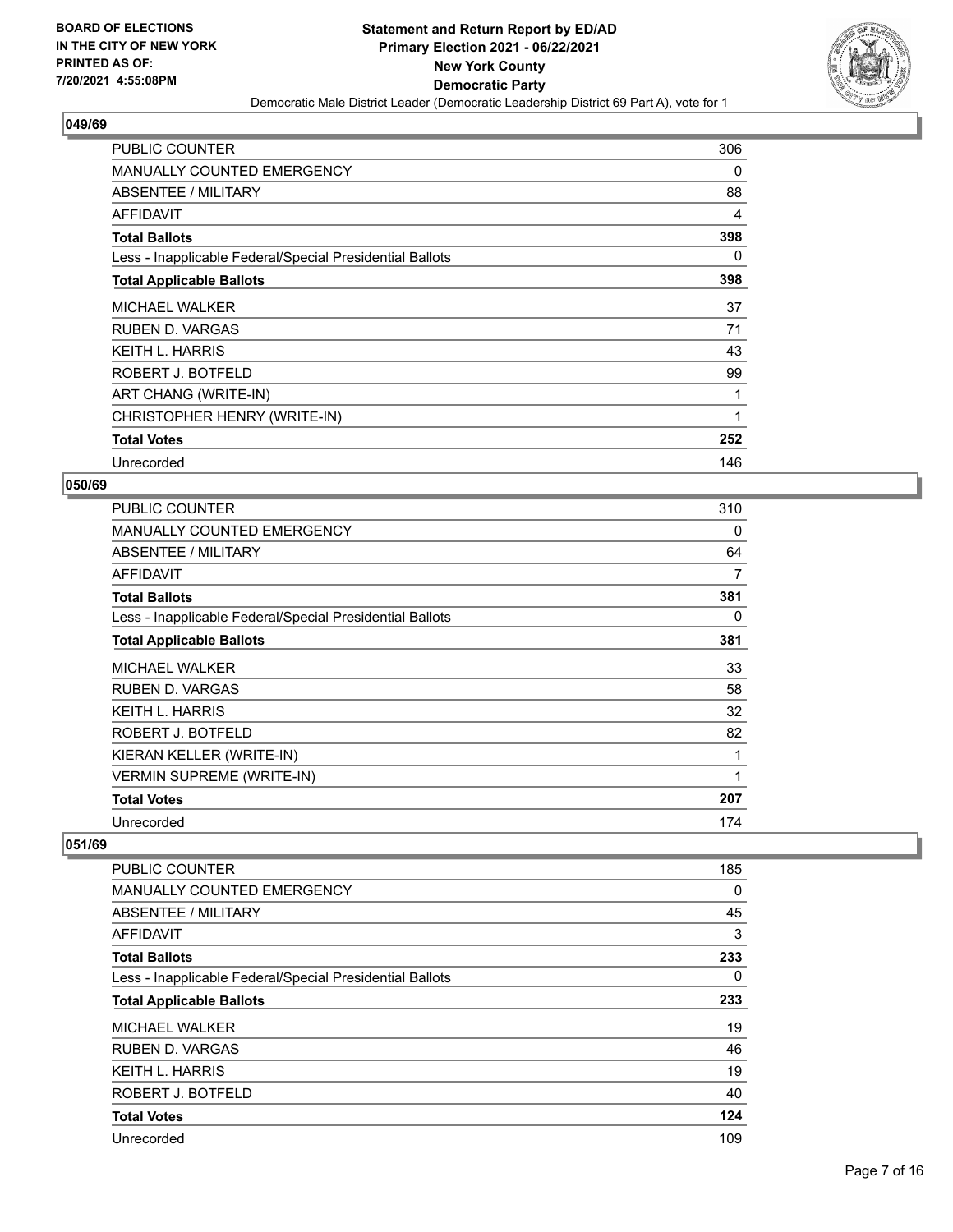**Statement and Return Report by ED/AD**
**Primary Election 2021 - 06/22/2021**
**New York County**
**Democratic Party**
Democratic Male District Leader (Democratic Leadership District 69 Part A), vote for 1

BOARD OF ELECTIONS IN THE CITY OF NEW YORK PRINTED AS OF: 7/20/2021 4:55:08PM

### 049/69

| | |
|---|---|
| PUBLIC COUNTER | 306 |
| MANUALLY COUNTED EMERGENCY | 0 |
| ABSENTEE / MILITARY | 88 |
| AFFIDAVIT | 4 |
| **Total Ballots** | **398** |
| Less - Inapplicable Federal/Special Presidential Ballots | 0 |
| **Total Applicable Ballots** | **398** |
| MICHAEL WALKER | 37 |
| RUBEN D. VARGAS | 71 |
| KEITH L. HARRIS | 43 |
| ROBERT J. BOTFELD | 99 |
| ART CHANG (WRITE-IN) | 1 |
| CHRISTOPHER HENRY (WRITE-IN) | 1 |
| **Total Votes** | **252** |
| Unrecorded | 146 |

### 050/69

| | |
|---|---|
| PUBLIC COUNTER | 310 |
| MANUALLY COUNTED EMERGENCY | 0 |
| ABSENTEE / MILITARY | 64 |
| AFFIDAVIT | 7 |
| **Total Ballots** | **381** |
| Less - Inapplicable Federal/Special Presidential Ballots | 0 |
| **Total Applicable Ballots** | **381** |
| MICHAEL WALKER | 33 |
| RUBEN D. VARGAS | 58 |
| KEITH L. HARRIS | 32 |
| ROBERT J. BOTFELD | 82 |
| KIERAN KELLER (WRITE-IN) | 1 |
| VERMIN SUPREME (WRITE-IN) | 1 |
| **Total Votes** | **207** |
| Unrecorded | 174 |

### 051/69

| | |
|---|---|
| PUBLIC COUNTER | 185 |
| MANUALLY COUNTED EMERGENCY | 0 |
| ABSENTEE / MILITARY | 45 |
| AFFIDAVIT | 3 |
| **Total Ballots** | **233** |
| Less - Inapplicable Federal/Special Presidential Ballots | 0 |
| **Total Applicable Ballots** | **233** |
| MICHAEL WALKER | 19 |
| RUBEN D. VARGAS | 46 |
| KEITH L. HARRIS | 19 |
| ROBERT J. BOTFELD | 40 |
| **Total Votes** | **124** |
| Unrecorded | 109 |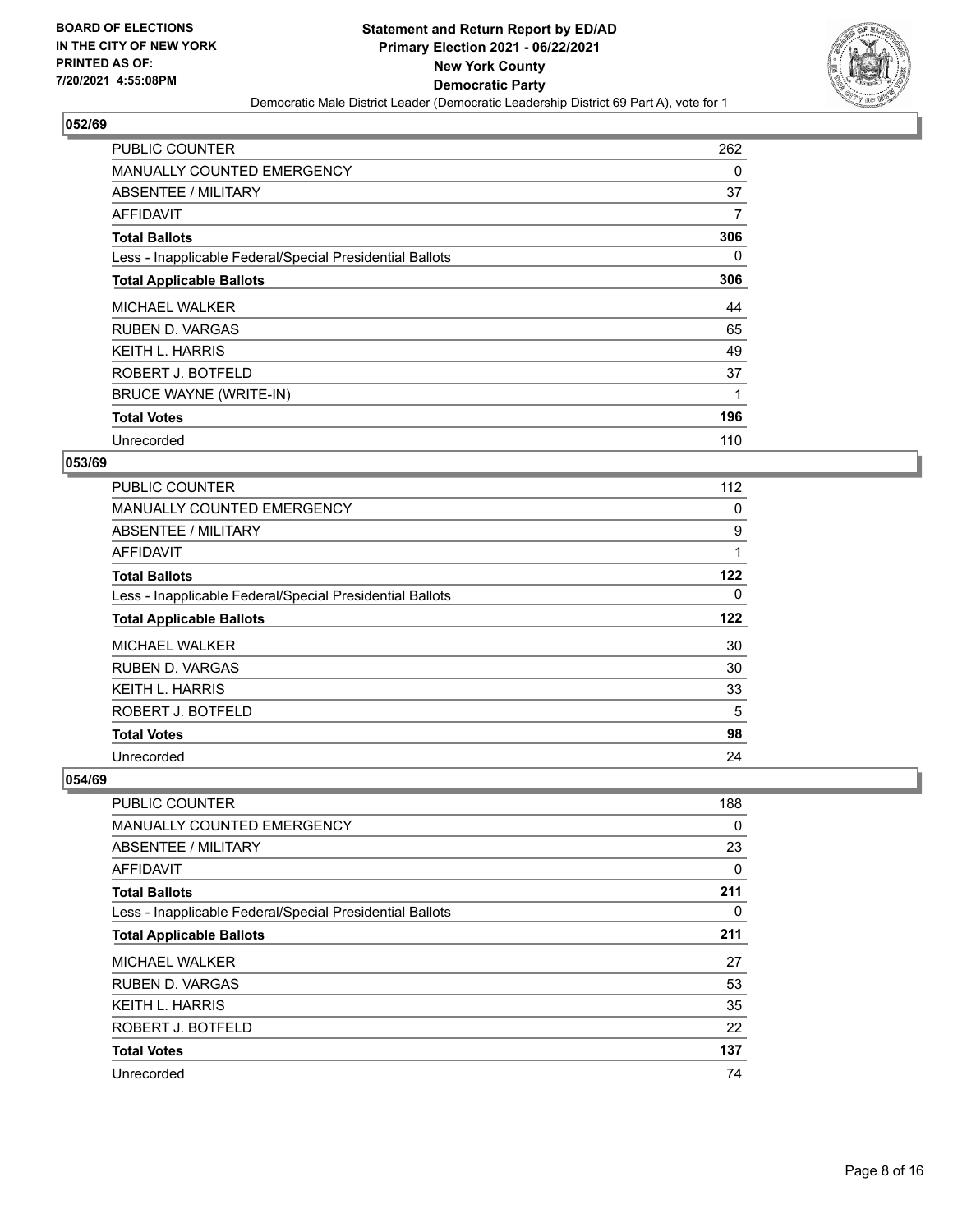**BOARD OF ELECTIONS IN THE CITY OF NEW YORK PRINTED AS OF: 7/20/2021 4:55:08PM**

**Statement and Return Report by ED/AD Primary Election 2021 - 06/22/2021 New York County Democratic Party**

Democratic Male District Leader (Democratic Leadership District 69 Part A), vote for 1

## 052/69

| | |
|---|---|
| PUBLIC COUNTER | 262 |
| MANUALLY COUNTED EMERGENCY | 0 |
| ABSENTEE / MILITARY | 37 |
| AFFIDAVIT | 7 |
| **Total Ballots** | **306** |
| Less - Inapplicable Federal/Special Presidential Ballots | 0 |
| **Total Applicable Ballots** | **306** |
| MICHAEL WALKER | 44 |
| RUBEN D. VARGAS | 65 |
| KEITH L. HARRIS | 49 |
| ROBERT J. BOTFELD | 37 |
| BRUCE WAYNE (WRITE-IN) | 1 |
| **Total Votes** | **196** |
| Unrecorded | 110 |

## 053/69

| | |
|---|---|
| PUBLIC COUNTER | 112 |
| MANUALLY COUNTED EMERGENCY | 0 |
| ABSENTEE / MILITARY | 9 |
| AFFIDAVIT | 1 |
| **Total Ballots** | **122** |
| Less - Inapplicable Federal/Special Presidential Ballots | 0 |
| **Total Applicable Ballots** | **122** |
| MICHAEL WALKER | 30 |
| RUBEN D. VARGAS | 30 |
| KEITH L. HARRIS | 33 |
| ROBERT J. BOTFELD | 5 |
| **Total Votes** | **98** |
| Unrecorded | 24 |

## 054/69

| | |
|---|---|
| PUBLIC COUNTER | 188 |
| MANUALLY COUNTED EMERGENCY | 0 |
| ABSENTEE / MILITARY | 23 |
| AFFIDAVIT | 0 |
| **Total Ballots** | **211** |
| Less - Inapplicable Federal/Special Presidential Ballots | 0 |
| **Total Applicable Ballots** | **211** |
| MICHAEL WALKER | 27 |
| RUBEN D. VARGAS | 53 |
| KEITH L. HARRIS | 35 |
| ROBERT J. BOTFELD | 22 |
| **Total Votes** | **137** |
| Unrecorded | 74 |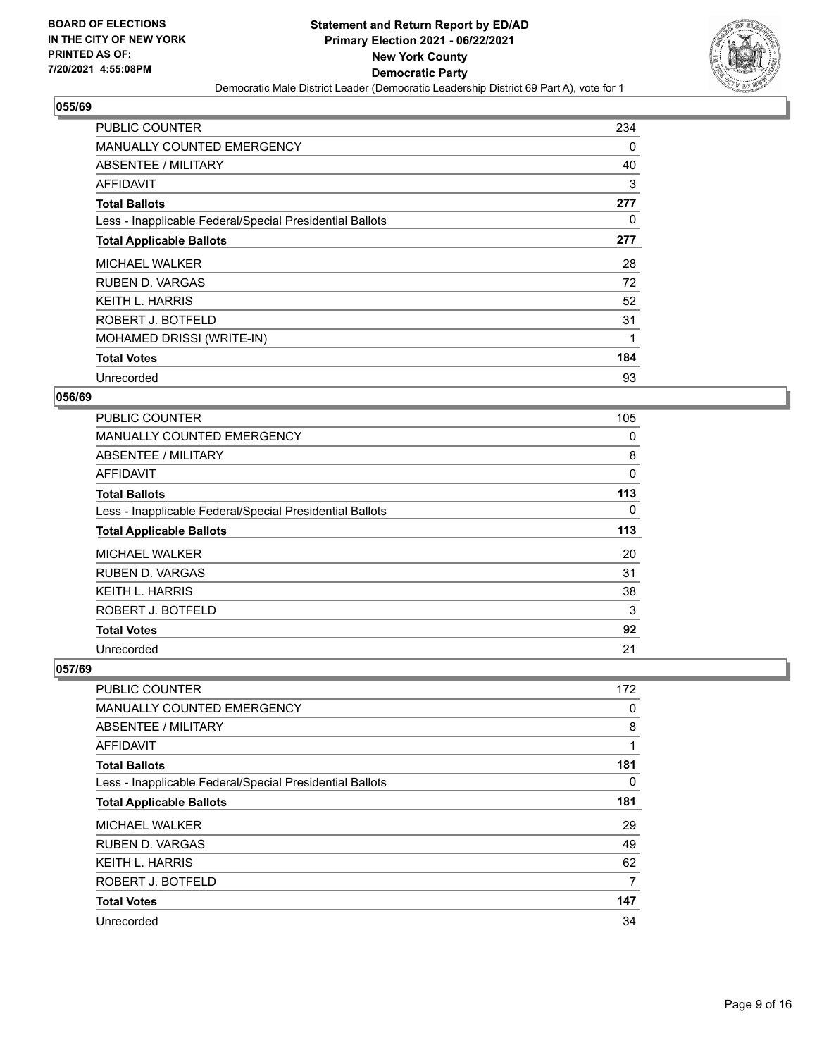**BOARD OF ELECTIONS IN THE CITY OF NEW YORK PRINTED AS OF: 7/20/2021 4:55:08PM**

**Statement and Return Report by ED/AD Primary Election 2021 - 06/22/2021 New York County Democratic Party**

Democratic Male District Leader (Democratic Leadership District 69 Part A), vote for 1

### 055/69

| | |
|---|---|
| PUBLIC COUNTER | 234 |
| MANUALLY COUNTED EMERGENCY | 0 |
| ABSENTEE / MILITARY | 40 |
| AFFIDAVIT | 3 |
| **Total Ballots** | **277** |
| Less - Inapplicable Federal/Special Presidential Ballots | 0 |
| **Total Applicable Ballots** | **277** |
| MICHAEL WALKER | 28 |
| RUBEN D. VARGAS | 72 |
| KEITH L. HARRIS | 52 |
| ROBERT J. BOTFELD | 31 |
| MOHAMED DRISSI (WRITE-IN) | 1 |
| **Total Votes** | **184** |
| Unrecorded | 93 |

### 056/69

| | |
|---|---|
| PUBLIC COUNTER | 105 |
| MANUALLY COUNTED EMERGENCY | 0 |
| ABSENTEE / MILITARY | 8 |
| AFFIDAVIT | 0 |
| **Total Ballots** | **113** |
| Less - Inapplicable Federal/Special Presidential Ballots | 0 |
| **Total Applicable Ballots** | **113** |
| MICHAEL WALKER | 20 |
| RUBEN D. VARGAS | 31 |
| KEITH L. HARRIS | 38 |
| ROBERT J. BOTFELD | 3 |
| **Total Votes** | **92** |
| Unrecorded | 21 |

### 057/69

| | |
|---|---|
| PUBLIC COUNTER | 172 |
| MANUALLY COUNTED EMERGENCY | 0 |
| ABSENTEE / MILITARY | 8 |
| AFFIDAVIT | 1 |
| **Total Ballots** | **181** |
| Less - Inapplicable Federal/Special Presidential Ballots | 0 |
| **Total Applicable Ballots** | **181** |
| MICHAEL WALKER | 29 |
| RUBEN D. VARGAS | 49 |
| KEITH L. HARRIS | 62 |
| ROBERT J. BOTFELD | 7 |
| **Total Votes** | **147** |
| Unrecorded | 34 |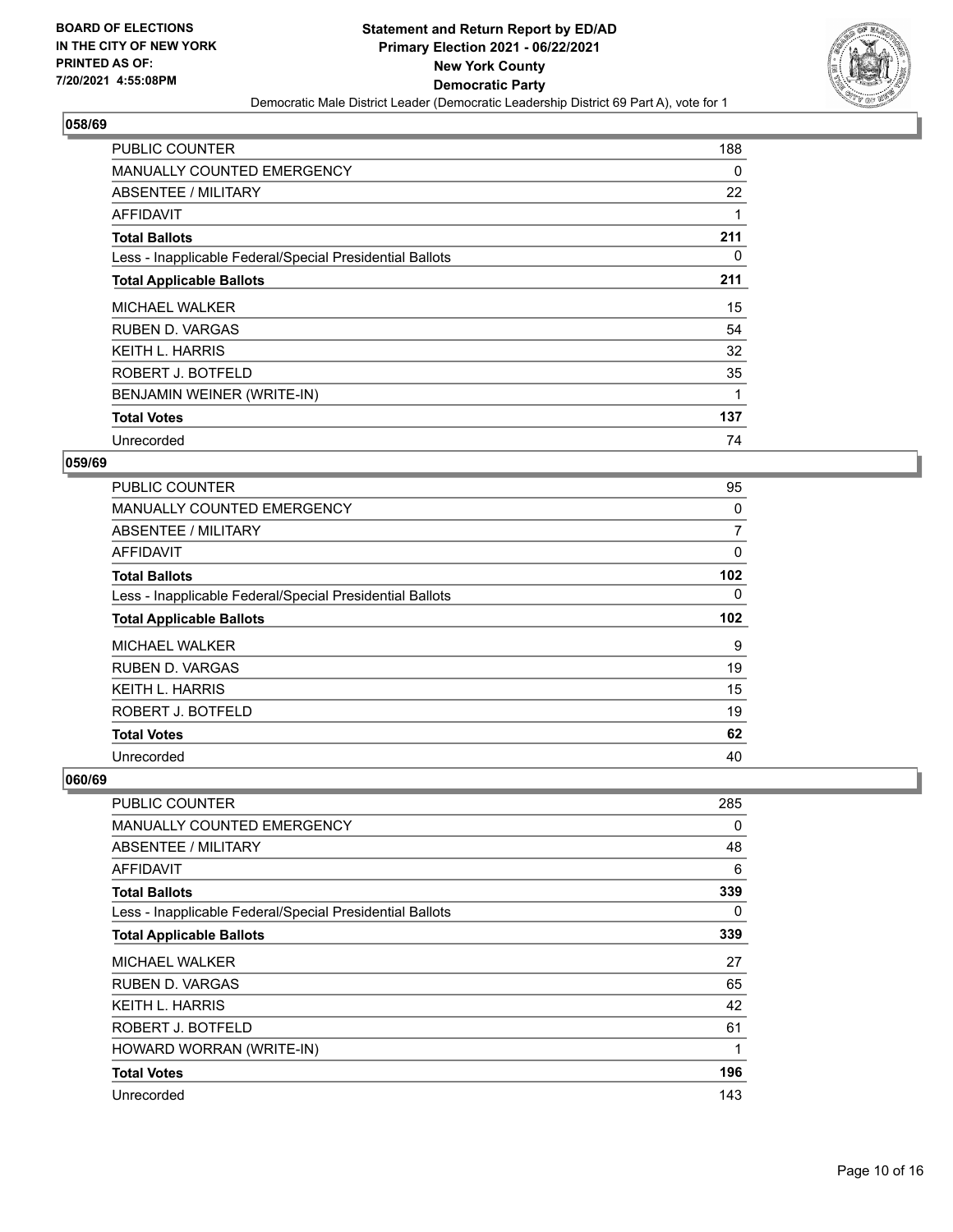**BOARD OF ELECTIONS IN THE CITY OF NEW YORK PRINTED AS OF: 7/20/2021 4:55:08PM**

**Statement and Return Report by ED/AD Primary Election 2021 - 06/22/2021 New York County Democratic Party**

Democratic Male District Leader (Democratic Leadership District 69 Part A), vote for 1

## 058/69

| | |
|---|---|
| PUBLIC COUNTER | 188 |
| MANUALLY COUNTED EMERGENCY | 0 |
| ABSENTEE / MILITARY | 22 |
| AFFIDAVIT | 1 |
| **Total Ballots** | **211** |
| Less - Inapplicable Federal/Special Presidential Ballots | 0 |
| **Total Applicable Ballots** | **211** |
| MICHAEL WALKER | 15 |
| RUBEN D. VARGAS | 54 |
| KEITH L. HARRIS | 32 |
| ROBERT J. BOTFELD | 35 |
| BENJAMIN WEINER (WRITE-IN) | 1 |
| **Total Votes** | **137** |
| Unrecorded | 74 |

## 059/69

| | |
|---|---|
| PUBLIC COUNTER | 95 |
| MANUALLY COUNTED EMERGENCY | 0 |
| ABSENTEE / MILITARY | 7 |
| AFFIDAVIT | 0 |
| **Total Ballots** | **102** |
| Less - Inapplicable Federal/Special Presidential Ballots | 0 |
| **Total Applicable Ballots** | **102** |
| MICHAEL WALKER | 9 |
| RUBEN D. VARGAS | 19 |
| KEITH L. HARRIS | 15 |
| ROBERT J. BOTFELD | 19 |
| **Total Votes** | **62** |
| Unrecorded | 40 |

## 060/69

| | |
|---|---|
| PUBLIC COUNTER | 285 |
| MANUALLY COUNTED EMERGENCY | 0 |
| ABSENTEE / MILITARY | 48 |
| AFFIDAVIT | 6 |
| **Total Ballots** | **339** |
| Less - Inapplicable Federal/Special Presidential Ballots | 0 |
| **Total Applicable Ballots** | **339** |
| MICHAEL WALKER | 27 |
| RUBEN D. VARGAS | 65 |
| KEITH L. HARRIS | 42 |
| ROBERT J. BOTFELD | 61 |
| HOWARD WORRAN (WRITE-IN) | 1 |
| **Total Votes** | **196** |
| Unrecorded | 143 |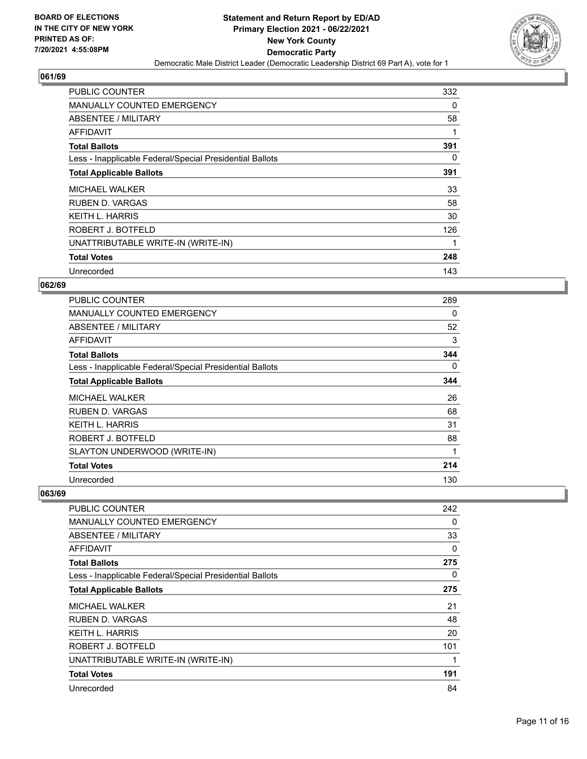**Statement and Return Report by ED/AD**
**Primary Election 2021 - 06/22/2021**
**New York County**
**Democratic Party**
Democratic Male District Leader (Democratic Leadership District 69 Part A), vote for 1

BOARD OF ELECTIONS IN THE CITY OF NEW YORK PRINTED AS OF: 7/20/2021 4:55:08PM

## 061/69

| | |
|---|---|
| PUBLIC COUNTER | 332 |
| MANUALLY COUNTED EMERGENCY | 0 |
| ABSENTEE / MILITARY | 58 |
| AFFIDAVIT | 1 |
| **Total Ballots** | **391** |
| Less - Inapplicable Federal/Special Presidential Ballots | 0 |
| **Total Applicable Ballots** | **391** |
| MICHAEL WALKER | 33 |
| RUBEN D. VARGAS | 58 |
| KEITH L. HARRIS | 30 |
| ROBERT J. BOTFELD | 126 |
| UNATTRIBUTABLE WRITE-IN (WRITE-IN) | 1 |
| **Total Votes** | **248** |
| Unrecorded | 143 |

## 062/69

| | |
|---|---|
| PUBLIC COUNTER | 289 |
| MANUALLY COUNTED EMERGENCY | 0 |
| ABSENTEE / MILITARY | 52 |
| AFFIDAVIT | 3 |
| **Total Ballots** | **344** |
| Less - Inapplicable Federal/Special Presidential Ballots | 0 |
| **Total Applicable Ballots** | **344** |
| MICHAEL WALKER | 26 |
| RUBEN D. VARGAS | 68 |
| KEITH L. HARRIS | 31 |
| ROBERT J. BOTFELD | 88 |
| SLAYTON UNDERWOOD (WRITE-IN) | 1 |
| **Total Votes** | **214** |
| Unrecorded | 130 |

## 063/69

| | |
|---|---|
| PUBLIC COUNTER | 242 |
| MANUALLY COUNTED EMERGENCY | 0 |
| ABSENTEE / MILITARY | 33 |
| AFFIDAVIT | 0 |
| **Total Ballots** | **275** |
| Less - Inapplicable Federal/Special Presidential Ballots | 0 |
| **Total Applicable Ballots** | **275** |
| MICHAEL WALKER | 21 |
| RUBEN D. VARGAS | 48 |
| KEITH L. HARRIS | 20 |
| ROBERT J. BOTFELD | 101 |
| UNATTRIBUTABLE WRITE-IN (WRITE-IN) | 1 |
| **Total Votes** | **191** |
| Unrecorded | 84 |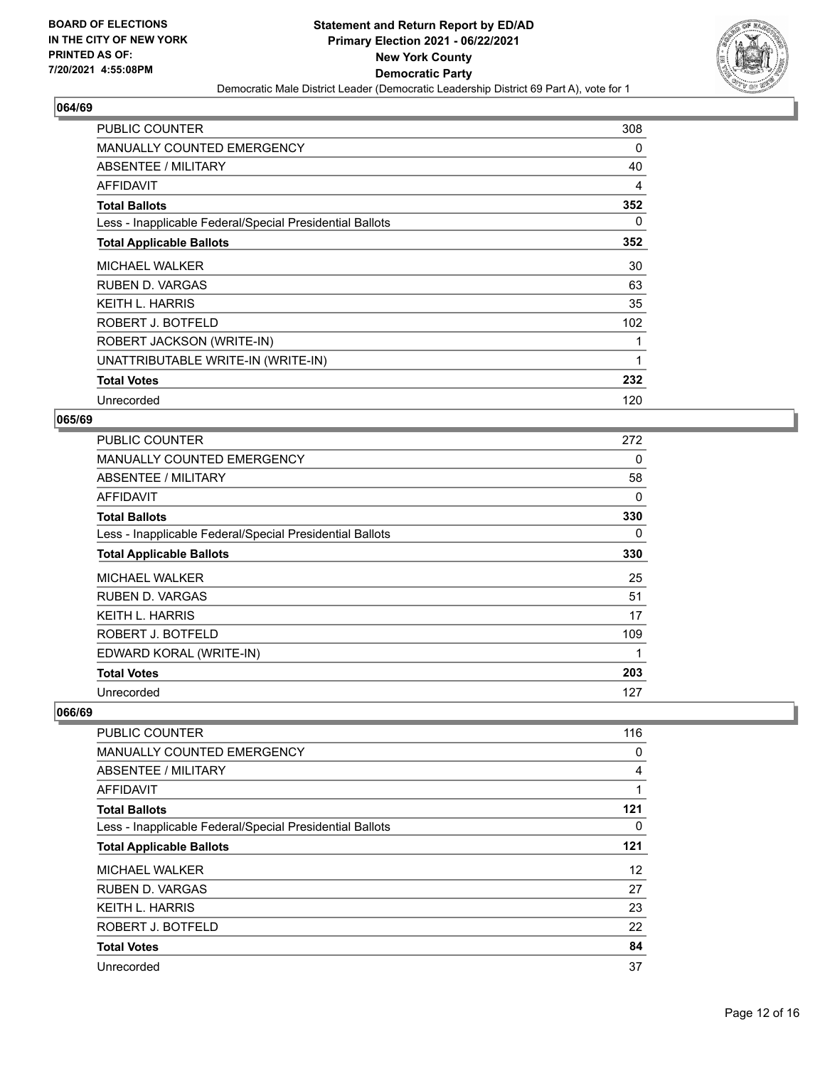**Statement and Return Report by ED/AD**
**Primary Election 2021 - 06/22/2021**
**New York County**
**Democratic Party**
Democratic Male District Leader (Democratic Leadership District 69 Part A), vote for 1

BOARD OF ELECTIONS IN THE CITY OF NEW YORK PRINTED AS OF: 7/20/2021 4:55:08PM

## 064/69

| | |
|---|---|
| PUBLIC COUNTER | 308 |
| MANUALLY COUNTED EMERGENCY | 0 |
| ABSENTEE / MILITARY | 40 |
| AFFIDAVIT | 4 |
| **Total Ballots** | **352** |
| Less - Inapplicable Federal/Special Presidential Ballots | 0 |
| **Total Applicable Ballots** | **352** |
| MICHAEL WALKER | 30 |
| RUBEN D. VARGAS | 63 |
| KEITH L. HARRIS | 35 |
| ROBERT J. BOTFELD | 102 |
| ROBERT JACKSON (WRITE-IN) | 1 |
| UNATTRIBUTABLE WRITE-IN (WRITE-IN) | 1 |
| **Total Votes** | **232** |
| Unrecorded | 120 |

## 065/69

| | |
|---|---|
| PUBLIC COUNTER | 272 |
| MANUALLY COUNTED EMERGENCY | 0 |
| ABSENTEE / MILITARY | 58 |
| AFFIDAVIT | 0 |
| **Total Ballots** | **330** |
| Less - Inapplicable Federal/Special Presidential Ballots | 0 |
| **Total Applicable Ballots** | **330** |
| MICHAEL WALKER | 25 |
| RUBEN D. VARGAS | 51 |
| KEITH L. HARRIS | 17 |
| ROBERT J. BOTFELD | 109 |
| EDWARD KORAL (WRITE-IN) | 1 |
| **Total Votes** | **203** |
| Unrecorded | 127 |

## 066/69

| | |
|---|---|
| PUBLIC COUNTER | 116 |
| MANUALLY COUNTED EMERGENCY | 0 |
| ABSENTEE / MILITARY | 4 |
| AFFIDAVIT | 1 |
| **Total Ballots** | **121** |
| Less - Inapplicable Federal/Special Presidential Ballots | 0 |
| **Total Applicable Ballots** | **121** |
| MICHAEL WALKER | 12 |
| RUBEN D. VARGAS | 27 |
| KEITH L. HARRIS | 23 |
| ROBERT J. BOTFELD | 22 |
| **Total Votes** | **84** |
| Unrecorded | 37 |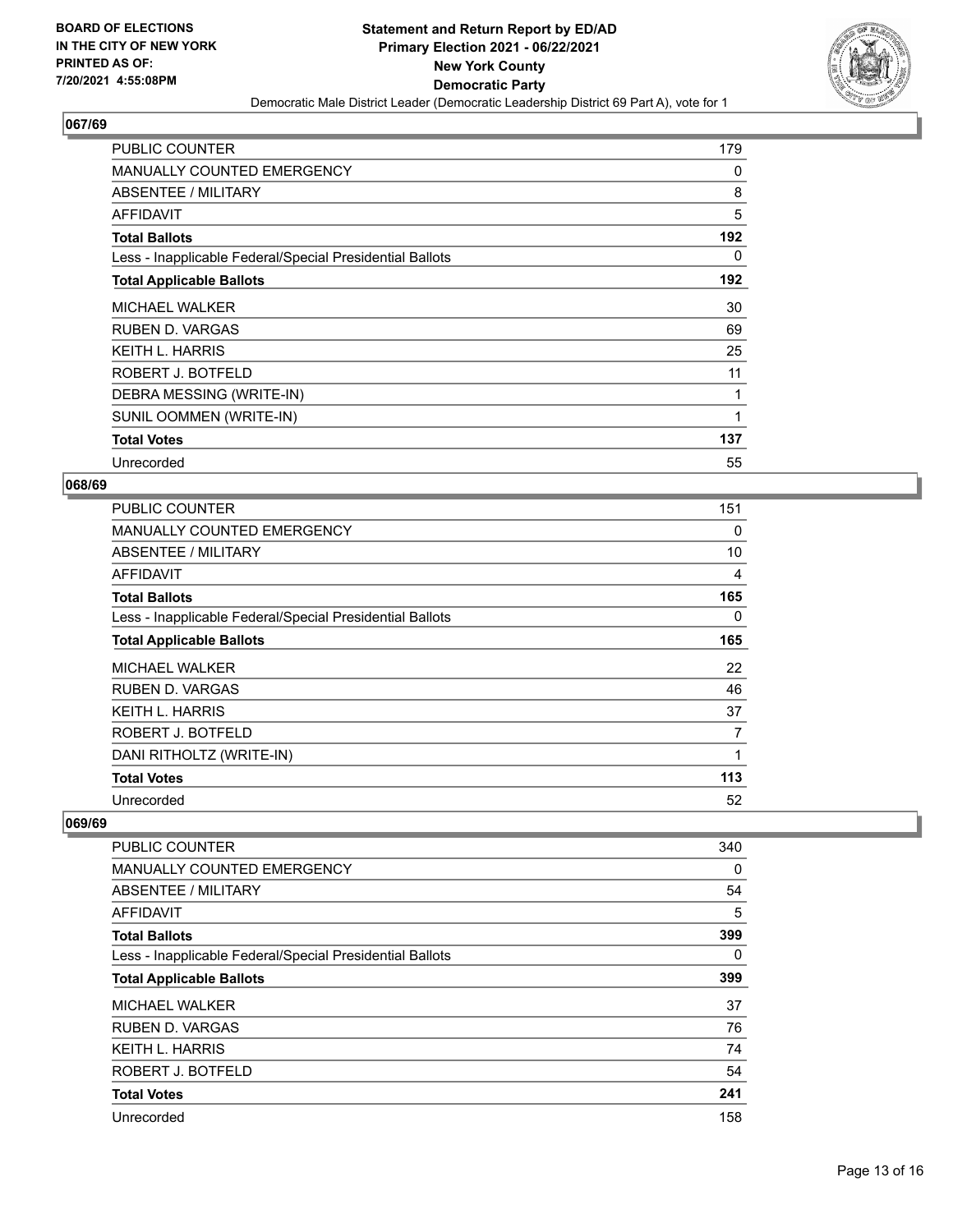**BOARD OF ELECTIONS IN THE CITY OF NEW YORK PRINTED AS OF: 7/20/2021 4:55:08PM**

**Statement and Return Report by ED/AD**
**Primary Election 2021 - 06/22/2021**
**New York County**
**Democratic Party**
Democratic Male District Leader (Democratic Leadership District 69 Part A), vote for 1

## 067/69

| | |
|---|---|
| PUBLIC COUNTER | 179 |
| MANUALLY COUNTED EMERGENCY | 0 |
| ABSENTEE / MILITARY | 8 |
| AFFIDAVIT | 5 |
| **Total Ballots** | **192** |
| Less - Inapplicable Federal/Special Presidential Ballots | 0 |
| **Total Applicable Ballots** | **192** |
| MICHAEL WALKER | 30 |
| RUBEN D. VARGAS | 69 |
| KEITH L. HARRIS | 25 |
| ROBERT J. BOTFELD | 11 |
| DEBRA MESSING (WRITE-IN) | 1 |
| SUNIL OOMMEN (WRITE-IN) | 1 |
| **Total Votes** | **137** |
| Unrecorded | 55 |

## 068/69

| | |
|---|---|
| PUBLIC COUNTER | 151 |
| MANUALLY COUNTED EMERGENCY | 0 |
| ABSENTEE / MILITARY | 10 |
| AFFIDAVIT | 4 |
| **Total Ballots** | **165** |
| Less - Inapplicable Federal/Special Presidential Ballots | 0 |
| **Total Applicable Ballots** | **165** |
| MICHAEL WALKER | 22 |
| RUBEN D. VARGAS | 46 |
| KEITH L. HARRIS | 37 |
| ROBERT J. BOTFELD | 7 |
| DANI RITHOLTZ (WRITE-IN) | 1 |
| **Total Votes** | **113** |
| Unrecorded | 52 |

## 069/69

| | |
|---|---|
| PUBLIC COUNTER | 340 |
| MANUALLY COUNTED EMERGENCY | 0 |
| ABSENTEE / MILITARY | 54 |
| AFFIDAVIT | 5 |
| **Total Ballots** | **399** |
| Less - Inapplicable Federal/Special Presidential Ballots | 0 |
| **Total Applicable Ballots** | **399** |
| MICHAEL WALKER | 37 |
| RUBEN D. VARGAS | 76 |
| KEITH L. HARRIS | 74 |
| ROBERT J. BOTFELD | 54 |
| **Total Votes** | **241** |
| Unrecorded | 158 |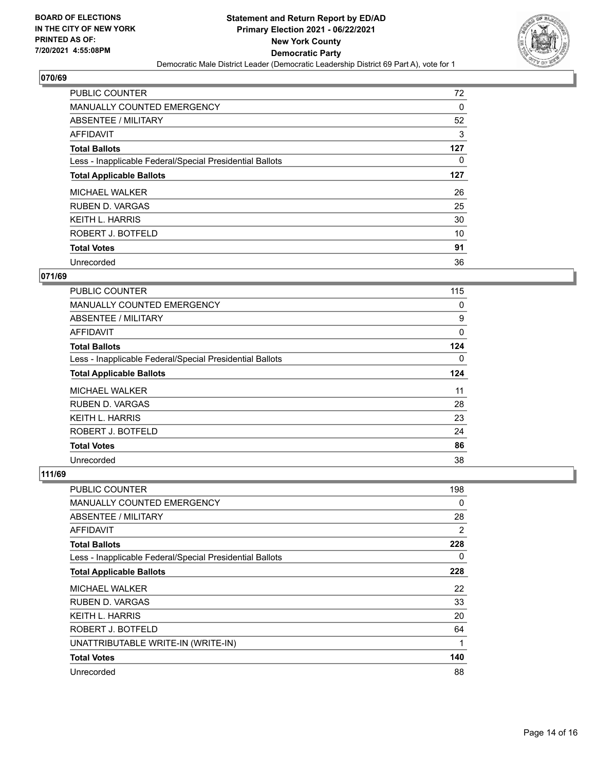BOARD OF ELECTIONS
IN THE CITY OF NEW YORK
PRINTED AS OF:
7/20/2021 4:55:08PM

**Statement and Return Report by ED/AD**
**Primary Election 2021 - 06/22/2021**
**New York County**
**Democratic Party**
Democratic Male District Leader (Democratic Leadership District 69 Part A), vote for 1

## 070/69

| | |
|---|---|
| PUBLIC COUNTER | 72 |
| MANUALLY COUNTED EMERGENCY | 0 |
| ABSENTEE / MILITARY | 52 |
| AFFIDAVIT | 3 |
| **Total Ballots** | **127** |
| Less - Inapplicable Federal/Special Presidential Ballots | 0 |
| **Total Applicable Ballots** | **127** |
| MICHAEL WALKER | 26 |
| RUBEN D. VARGAS | 25 |
| KEITH L. HARRIS | 30 |
| ROBERT J. BOTFELD | 10 |
| **Total Votes** | **91** |
| Unrecorded | 36 |

## 071/69

| | |
|---|---|
| PUBLIC COUNTER | 115 |
| MANUALLY COUNTED EMERGENCY | 0 |
| ABSENTEE / MILITARY | 9 |
| AFFIDAVIT | 0 |
| **Total Ballots** | **124** |
| Less - Inapplicable Federal/Special Presidential Ballots | 0 |
| **Total Applicable Ballots** | **124** |
| MICHAEL WALKER | 11 |
| RUBEN D. VARGAS | 28 |
| KEITH L. HARRIS | 23 |
| ROBERT J. BOTFELD | 24 |
| **Total Votes** | **86** |
| Unrecorded | 38 |

## 111/69

| | |
|---|---|
| PUBLIC COUNTER | 198 |
| MANUALLY COUNTED EMERGENCY | 0 |
| ABSENTEE / MILITARY | 28 |
| AFFIDAVIT | 2 |
| **Total Ballots** | **228** |
| Less - Inapplicable Federal/Special Presidential Ballots | 0 |
| **Total Applicable Ballots** | **228** |
| MICHAEL WALKER | 22 |
| RUBEN D. VARGAS | 33 |
| KEITH L. HARRIS | 20 |
| ROBERT J. BOTFELD | 64 |
| UNATTRIBUTABLE WRITE-IN (WRITE-IN) | 1 |
| **Total Votes** | **140** |
| Unrecorded | 88 |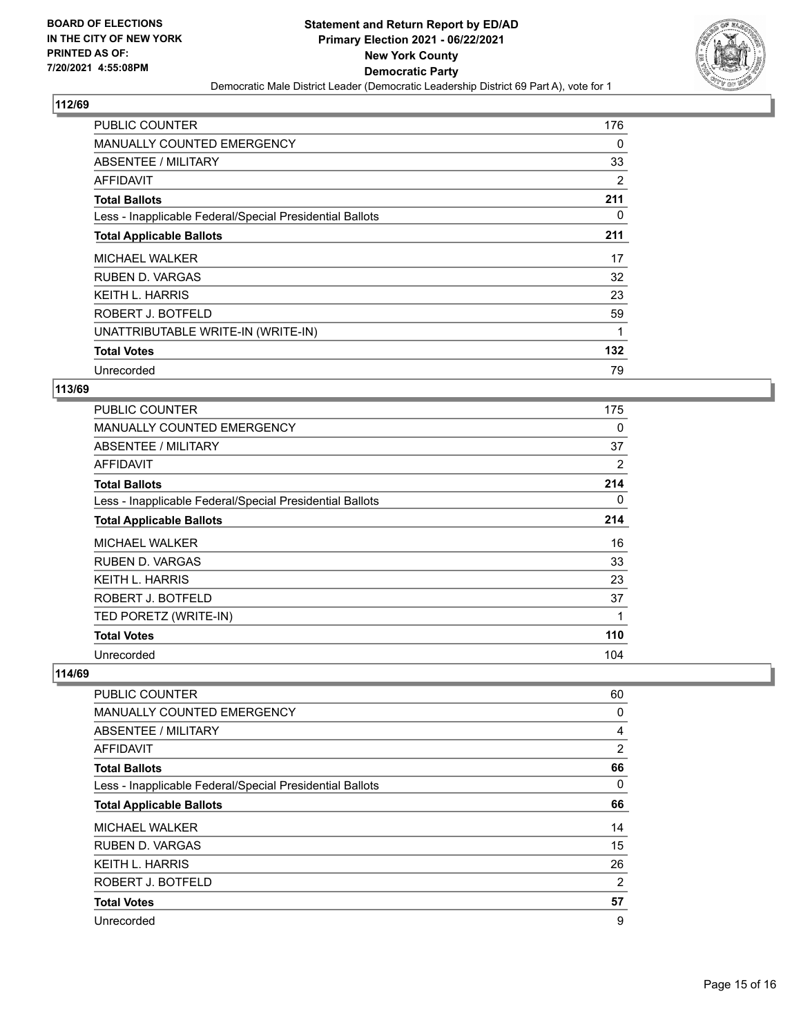**BOARD OF ELECTIONS IN THE CITY OF NEW YORK PRINTED AS OF: 7/20/2021 4:55:08PM**

**Statement and Return Report by ED/AD**
**Primary Election 2021 - 06/22/2021**
**New York County**
**Democratic Party**
Democratic Male District Leader (Democratic Leadership District 69 Part A), vote for 1

### 112/69

| | |
|---|---|
| PUBLIC COUNTER | 176 |
| MANUALLY COUNTED EMERGENCY | 0 |
| ABSENTEE / MILITARY | 33 |
| AFFIDAVIT | 2 |
| **Total Ballots** | **211** |
| Less - Inapplicable Federal/Special Presidential Ballots | 0 |
| **Total Applicable Ballots** | **211** |
| MICHAEL WALKER | 17 |
| RUBEN D. VARGAS | 32 |
| KEITH L. HARRIS | 23 |
| ROBERT J. BOTFELD | 59 |
| UNATTRIBUTABLE WRITE-IN (WRITE-IN) | 1 |
| **Total Votes** | **132** |
| Unrecorded | 79 |

### 113/69

| | |
|---|---|
| PUBLIC COUNTER | 175 |
| MANUALLY COUNTED EMERGENCY | 0 |
| ABSENTEE / MILITARY | 37 |
| AFFIDAVIT | 2 |
| **Total Ballots** | **214** |
| Less - Inapplicable Federal/Special Presidential Ballots | 0 |
| **Total Applicable Ballots** | **214** |
| MICHAEL WALKER | 16 |
| RUBEN D. VARGAS | 33 |
| KEITH L. HARRIS | 23 |
| ROBERT J. BOTFELD | 37 |
| TED PORETZ (WRITE-IN) | 1 |
| **Total Votes** | **110** |
| Unrecorded | 104 |

### 114/69

| | |
|---|---|
| PUBLIC COUNTER | 60 |
| MANUALLY COUNTED EMERGENCY | 0 |
| ABSENTEE / MILITARY | 4 |
| AFFIDAVIT | 2 |
| **Total Ballots** | **66** |
| Less - Inapplicable Federal/Special Presidential Ballots | 0 |
| **Total Applicable Ballots** | **66** |
| MICHAEL WALKER | 14 |
| RUBEN D. VARGAS | 15 |
| KEITH L. HARRIS | 26 |
| ROBERT J. BOTFELD | 2 |
| **Total Votes** | **57** |
| Unrecorded | 9 |